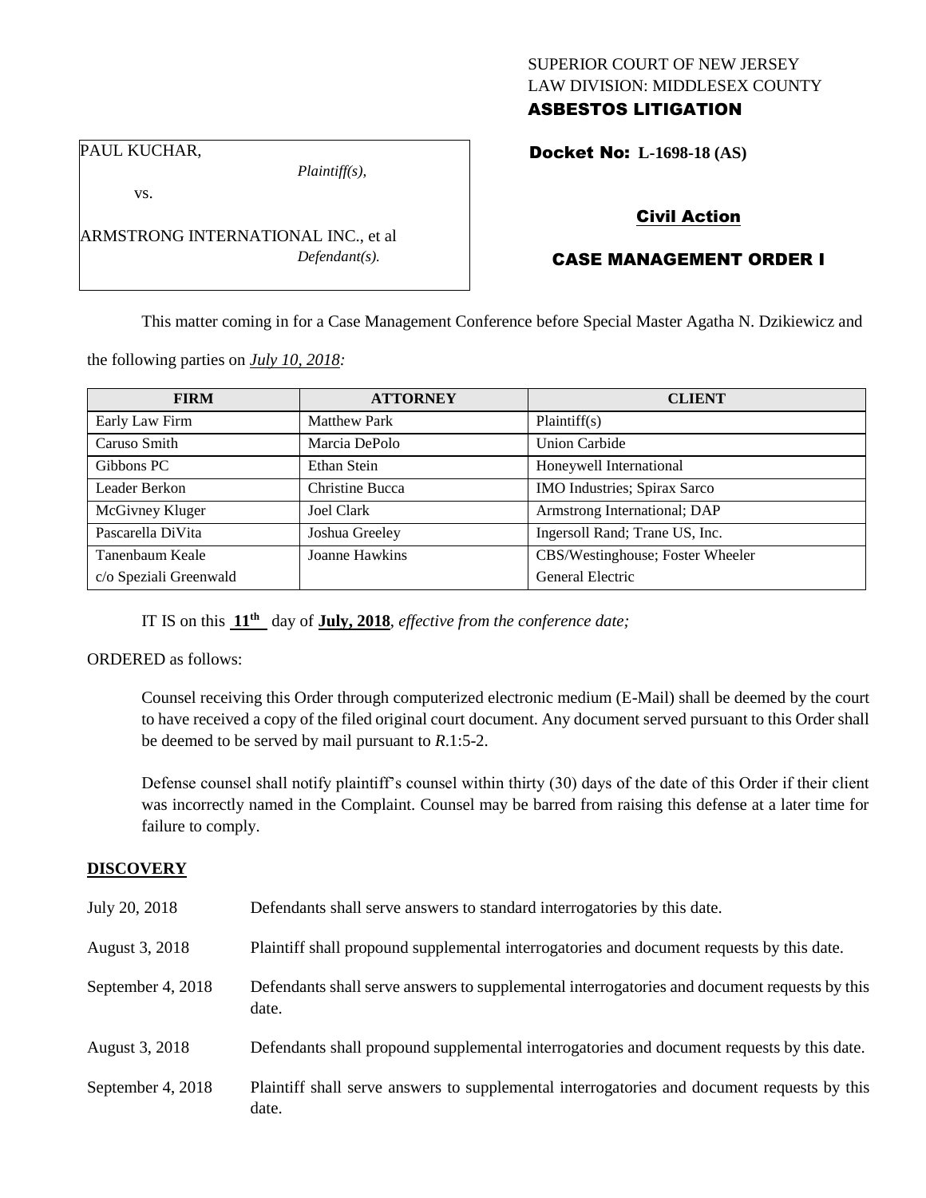SUPERIOR COURT OF NEW JERSEY
LAW DIVISION: MIDDLESEX COUNTY
**ASBESTOS LITIGATION**

PAUL KUCHAR,
*Plaintiff(s),*

vs.

ARMSTRONG INTERNATIONAL INC., et al
*Defendant(s).*

**Docket No: L-1698-18 (AS)**

**Civil Action**

**CASE MANAGEMENT ORDER I**

This matter coming in for a Case Management Conference before Special Master Agatha N. Dzikiewicz and the following parties on *July 10, 2018:*

| FIRM | ATTORNEY | CLIENT |
|---|---|---|
| Early Law Firm | Matthew Park | Plaintiff(s) |
| Caruso Smith | Marcia DePolo | Union Carbide |
| Gibbons PC | Ethan Stein | Honeywell International |
| Leader Berkon | Christine Bucca | IMO Industries; Spirax Sarco |
| McGivney Kluger | Joel Clark | Armstrong International; DAP |
| Pascarella DiVita | Joshua Greeley | Ingersoll Rand; Trane US, Inc. |
| Tanenbaum Keale c/o Speziali Greenwald | Joanne Hawkins | CBS/Westinghouse; Foster Wheeler General Electric |

IT IS on this **11th** day of **July, 2018**, *effective from the conference date;*

ORDERED as follows:

Counsel receiving this Order through computerized electronic medium (E-Mail) shall be deemed by the court to have received a copy of the filed original court document. Any document served pursuant to this Order shall be deemed to be served by mail pursuant to *R*.1:5-2.

Defense counsel shall notify plaintiff's counsel within thirty (30) days of the date of this Order if their client was incorrectly named in the Complaint. Counsel may be barred from raising this defense at a later time for failure to comply.

## DISCOVERY

| | |
|---|---|
| July 20, 2018 | Defendants shall serve answers to standard interrogatories by this date. |
| August 3, 2018 | Plaintiff shall propound supplemental interrogatories and document requests by this date. |
| September 4, 2018 | Defendants shall serve answers to supplemental interrogatories and document requests by this date. |
| August 3, 2018 | Defendants shall propound supplemental interrogatories and document requests by this date. |
| September 4, 2018 | Plaintiff shall serve answers to supplemental interrogatories and document requests by this date. |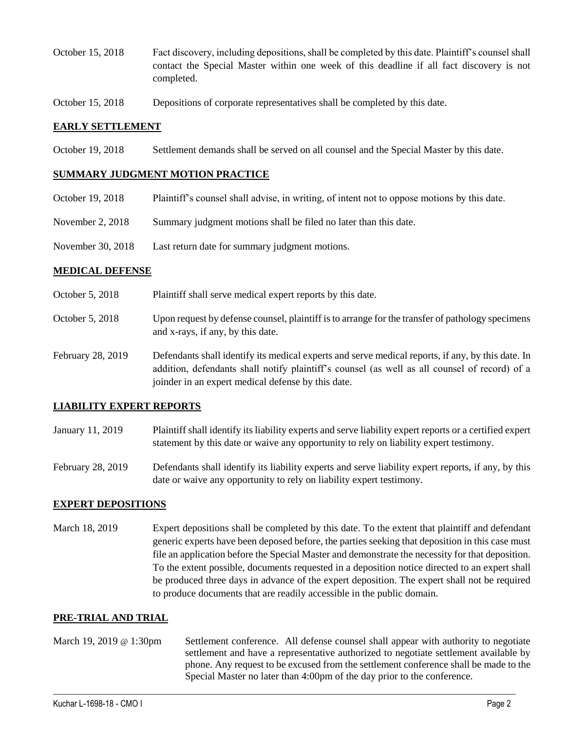| | |
|---|---|
| October 15, 2018 | Fact discovery, including depositions, shall be completed by this date. Plaintiff's counsel shall contact the Special Master within one week of this deadline if all fact discovery is not completed. |
| October 15, 2018 | Depositions of corporate representatives shall be completed by this date. |

**EARLY SETTLEMENT**

| | |
|---|---|
| October 19, 2018 | Settlement demands shall be served on all counsel and the Special Master by this date. |

**SUMMARY JUDGMENT MOTION PRACTICE**

| | |
|---|---|
| October 19, 2018 | Plaintiff's counsel shall advise, in writing, of intent not to oppose motions by this date. |
| November 2, 2018 | Summary judgment motions shall be filed no later than this date. |
| November 30, 2018 | Last return date for summary judgment motions. |

**MEDICAL DEFENSE**

| | |
|---|---|
| October 5, 2018 | Plaintiff shall serve medical expert reports by this date. |
| October 5, 2018 | Upon request by defense counsel, plaintiff is to arrange for the transfer of pathology specimens and x-rays, if any, by this date. |
| February 28, 2019 | Defendants shall identify its medical experts and serve medical reports, if any, by this date. In addition, defendants shall notify plaintiff's counsel (as well as all counsel of record) of a joinder in an expert medical defense by this date. |

**LIABILITY EXPERT REPORTS**

| | |
|---|---|
| January 11, 2019 | Plaintiff shall identify its liability experts and serve liability expert reports or a certified expert statement by this date or waive any opportunity to rely on liability expert testimony. |
| February 28, 2019 | Defendants shall identify its liability experts and serve liability expert reports, if any, by this date or waive any opportunity to rely on liability expert testimony. |

**EXPERT DEPOSITIONS**

| | |
|---|---|
| March 18, 2019 | Expert depositions shall be completed by this date. To the extent that plaintiff and defendant generic experts have been deposed before, the parties seeking that deposition in this case must file an application before the Special Master and demonstrate the necessity for that deposition. To the extent possible, documents requested in a deposition notice directed to an expert shall be produced three days in advance of the expert deposition. The expert shall not be required to produce documents that are readily accessible in the public domain. |

**PRE-TRIAL AND TRIAL**

| | |
|---|---|
| March 19, 2019 @ 1:30pm | Settlement conference. All defense counsel shall appear with authority to negotiate settlement and have a representative authorized to negotiate settlement available by phone. Any request to be excused from the settlement conference shall be made to the Special Master no later than 4:00pm of the day prior to the conference. |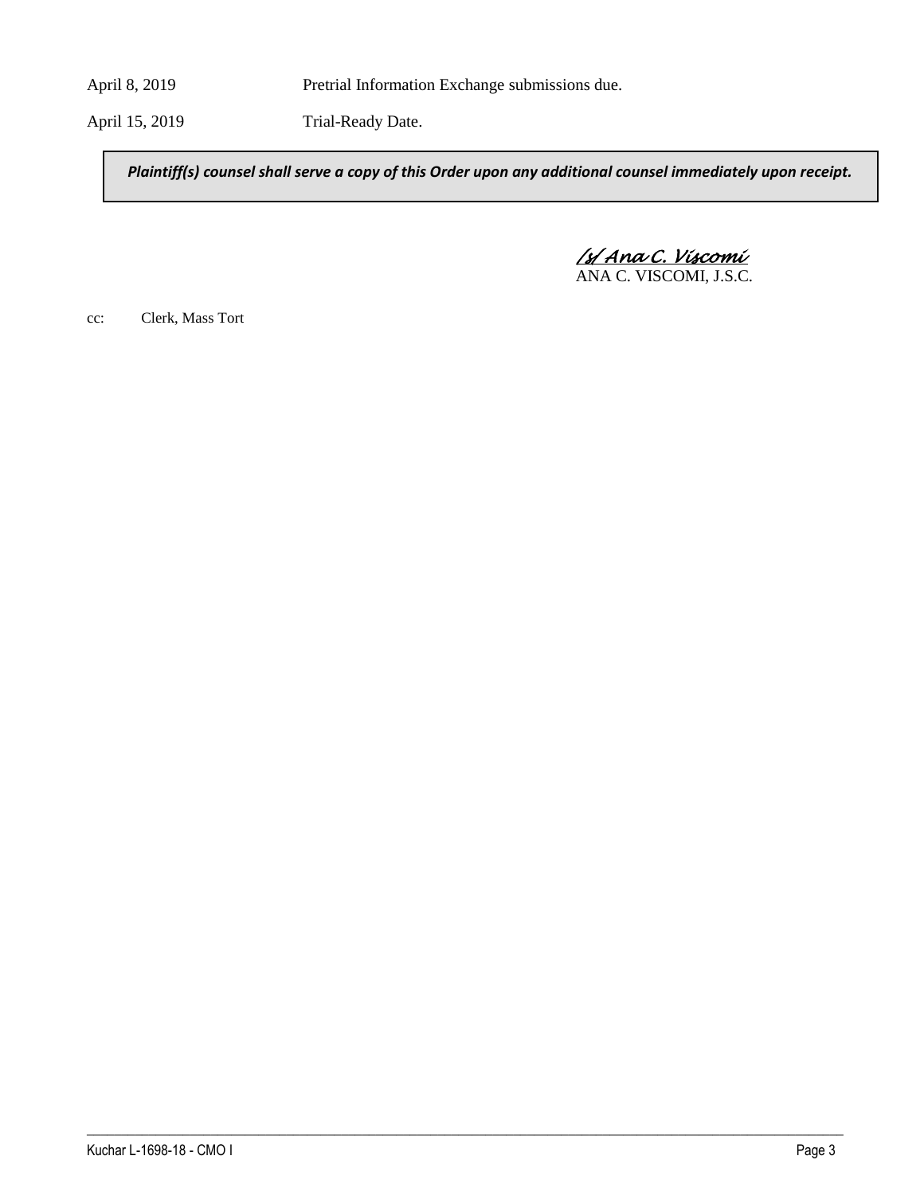| | |
|---|---|
| April 8, 2019 | Pretrial Information Exchange submissions due. |
| April 15, 2019 | Trial-Ready Date. |

***Plaintiff(s) counsel shall serve a copy of this Order upon any additional counsel immediately upon receipt.***

/s/ Ana C. Viscomi
ANA C. VISCOMI, J.S.C.

cc: Clerk, Mass Tort